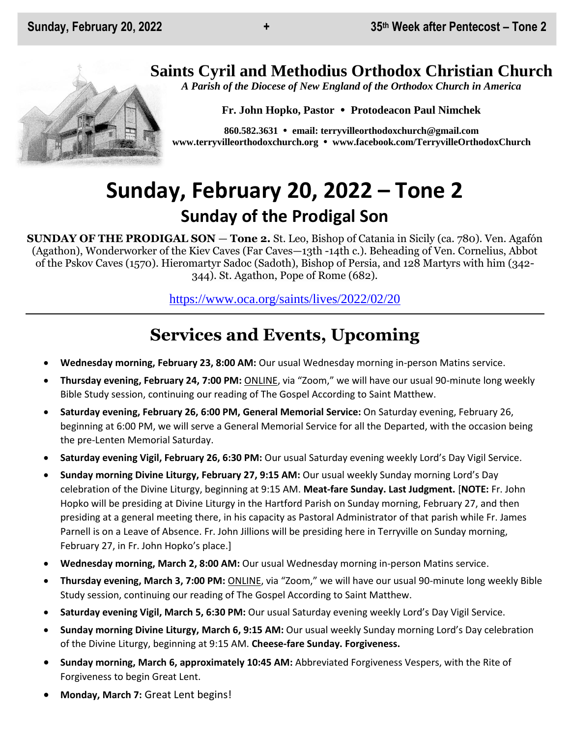# Saints Cyril and Methodius Orthodox Christian Church

*A Parish of the Diocese of New England of the Orthodox Church in America*

**Fr. John Hopko, Pastor • Protodeacon Paul Nimchek**

**860.582.3631 • email: terryvilleorthodoxchurch@gmail.com**
**www.terryvilleorthodoxchurch.org • www.facebook.com/TerryvilleOrthodoxChurch**

# Sunday, February 20, 2022 – Tone 2

## Sunday of the Prodigal Son

**SUNDAY OF THE PRODIGAL SON** — **Tone 2.** St. Leo, Bishop of Catania in Sicily (ca. 780). Ven. Agafón (Agathon), Wonderworker of the Kiev Caves (Far Caves—13th -14th c.). Beheading of Ven. Cornelius, Abbot of the Pskov Caves (1570). Hieromartyr Sadoc (Sadoth), Bishop of Persia, and 128 Martyrs with him (342-344). St. Agathon, Pope of Rome (682).

https://www.oca.org/saints/lives/2022/02/20

---

## Services and Events, Upcoming

- **Wednesday morning, February 23, 8:00 AM:** Our usual Wednesday morning in-person Matins service.
- **Thursday evening, February 24, 7:00 PM:** ONLINE, via "Zoom," we will have our usual 90-minute long weekly Bible Study session, continuing our reading of The Gospel According to Saint Matthew.
- **Saturday evening, February 26, 6:00 PM, General Memorial Service:** On Saturday evening, February 26, beginning at 6:00 PM, we will serve a General Memorial Service for all the Departed, with the occasion being the pre-Lenten Memorial Saturday.
- **Saturday evening Vigil, February 26, 6:30 PM:** Our usual Saturday evening weekly Lord's Day Vigil Service.
- **Sunday morning Divine Liturgy, February 27, 9:15 AM:** Our usual weekly Sunday morning Lord's Day celebration of the Divine Liturgy, beginning at 9:15 AM. **Meat-fare Sunday. Last Judgment.** [**NOTE:** Fr. John Hopko will be presiding at Divine Liturgy in the Hartford Parish on Sunday morning, February 27, and then presiding at a general meeting there, in his capacity as Pastoral Administrator of that parish while Fr. James Parnell is on a Leave of Absence. Fr. John Jillions will be presiding here in Terryville on Sunday morning, February 27, in Fr. John Hopko's place.]
- **Wednesday morning, March 2, 8:00 AM:** Our usual Wednesday morning in-person Matins service.
- **Thursday evening, March 3, 7:00 PM:** ONLINE, via "Zoom," we will have our usual 90-minute long weekly Bible Study session, continuing our reading of The Gospel According to Saint Matthew.
- **Saturday evening Vigil, March 5, 6:30 PM:** Our usual Saturday evening weekly Lord's Day Vigil Service.
- **Sunday morning Divine Liturgy, March 6, 9:15 AM:** Our usual weekly Sunday morning Lord's Day celebration of the Divine Liturgy, beginning at 9:15 AM. **Cheese-fare Sunday. Forgiveness.**
- **Sunday morning, March 6, approximately 10:45 AM:** Abbreviated Forgiveness Vespers, with the Rite of Forgiveness to begin Great Lent.
- **Monday, March 7:** Great Lent begins!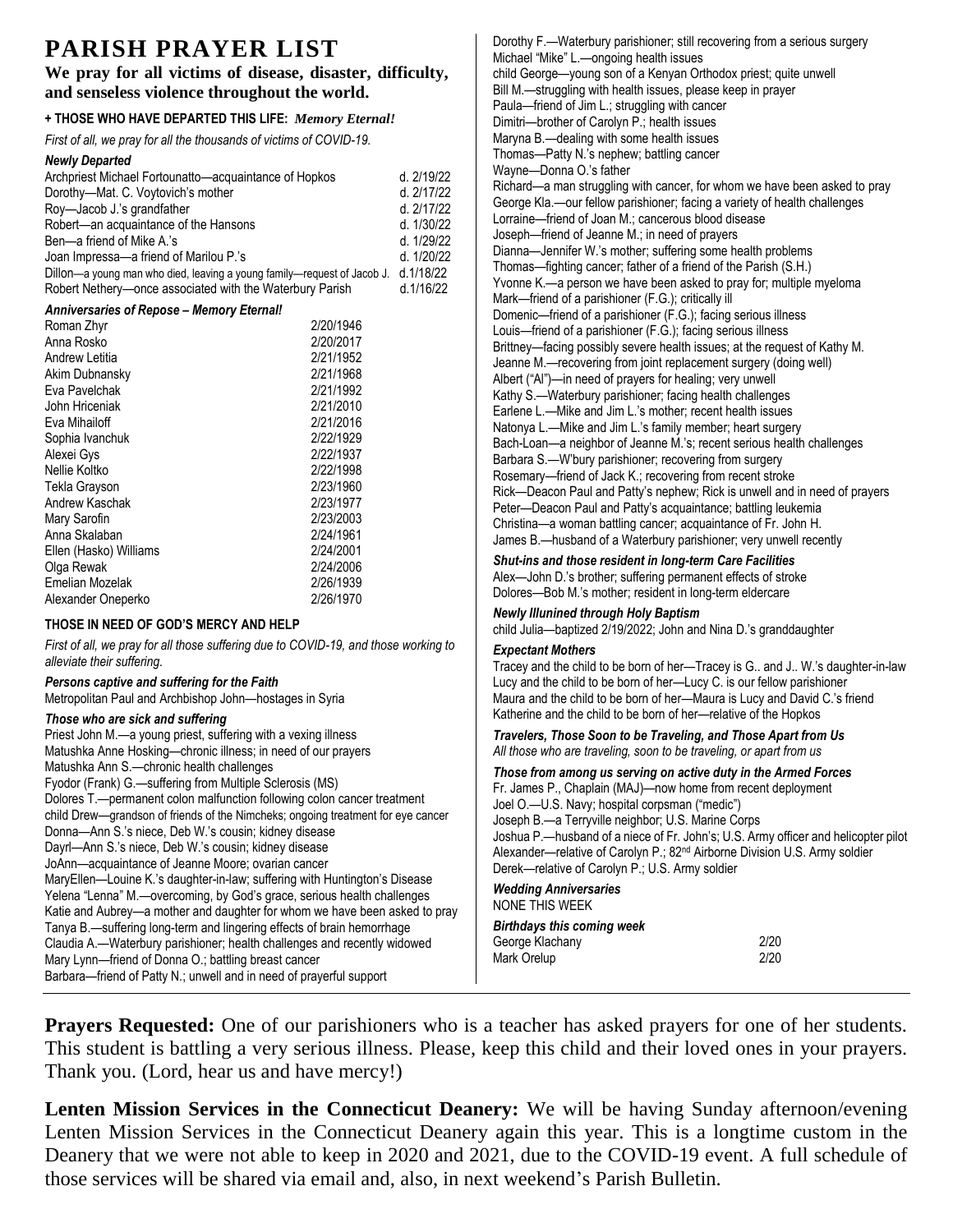# PARISH PRAYER LIST

**We pray for all victims of disease, disaster, difficulty, and senseless violence throughout the world.**

**+ THOSE WHO HAVE DEPARTED THIS LIFE:** ***Memory Eternal!***

*First of all, we pray for all the thousands of victims of COVID-19.*

***Newly Departed***

| | |
|---|---|
| Archpriest Michael Fortounatto—acquaintance of Hopkos | d. 2/19/22 |
| Dorothy—Mat. C. Voytovich's mother | d. 2/17/22 |
| Roy—Jacob J.'s grandfather | d. 2/17/22 |
| Robert—an acquaintance of the Hansons | d. 1/30/22 |
| Ben—a friend of Mike A.'s | d. 1/29/22 |
| Joan Impressa—a friend of Marilou P.'s | d. 1/20/22 |
| Dillon—a young man who died, leaving a young family—request of Jacob J. | d.1/18/22 |
| Robert Nethery—once associated with the Waterbury Parish | d.1/16/22 |

***Anniversaries of Repose – Memory Eternal!***

| | |
|---|---|
| Roman Zhyr | 2/20/1946 |
| Anna Rosko | 2/20/2017 |
| Andrew Letitia | 2/21/1952 |
| Akim Dubnansky | 2/21/1968 |
| Eva Pavelchak | 2/21/1992 |
| John Hriceniak | 2/21/2010 |
| Eva Mihailoff | 2/21/2016 |
| Sophia Ivanchuk | 2/22/1929 |
| Alexei Gys | 2/22/1937 |
| Nellie Koltko | 2/22/1998 |
| Tekla Grayson | 2/23/1960 |
| Andrew Kaschak | 2/23/1977 |
| Mary Sarofin | 2/23/2003 |
| Anna Skalaban | 2/24/1961 |
| Ellen (Hasko) Williams | 2/24/2001 |
| Olga Rewak | 2/24/2006 |
| Emelian Mozelak | 2/26/1939 |
| Alexander Oneperko | 2/26/1970 |

**THOSE IN NEED OF GOD'S MERCY AND HELP**

*First of all, we pray for all those suffering due to COVID-19, and those working to alleviate their suffering.*

***Persons captive and suffering for the Faith***

Metropolitan Paul and Archbishop John—hostages in Syria

***Those who are sick and suffering***

Priest John M.—a young priest, suffering with a vexing illness
Matushka Anne Hosking—chronic illness; in need of our prayers
Matushka Ann S.—chronic health challenges
Fyodor (Frank) G.—suffering from Multiple Sclerosis (MS)
Dolores T.—permanent colon malfunction following colon cancer treatment
child Drew—grandson of friends of the Nimcheks; ongoing treatment for eye cancer
Donna—Ann S.'s niece, Deb W.'s cousin; kidney disease
Dayrl—Ann S.'s niece, Deb W.'s cousin; kidney disease
JoAnn—acquaintance of Jeanne Moore; ovarian cancer
MaryEllen—Louine K.'s daughter-in-law; suffering with Huntington's Disease
Yelena "Lenna" M.—overcoming, by God's grace, serious health challenges
Katie and Aubrey—a mother and daughter for whom we have been asked to pray
Tanya B.—suffering long-term and lingering effects of brain hemorrhage
Claudia A.—Waterbury parishioner; health challenges and recently widowed
Mary Lynn—friend of Donna O.; battling breast cancer
Barbara—friend of Patty N.; unwell and in need of prayerful support
Dorothy F.—Waterbury parishioner; still recovering from a serious surgery
Michael "Mike" L.—ongoing health issues
child George—young son of a Kenyan Orthodox priest; quite unwell
Bill M.—struggling with health issues, please keep in prayer
Paula—friend of Jim L.; struggling with cancer
Dimitri—brother of Carolyn P.; health issues
Maryna B.—dealing with some health issues
Thomas—Patty N.'s nephew; battling cancer
Wayne—Donna O.'s father
Richard—a man struggling with cancer, for whom we have been asked to pray
George Kla.—our fellow parishioner; facing a variety of health challenges
Lorraine—friend of Joan M.; cancerous blood disease
Joseph—friend of Jeanne M.; in need of prayers
Dianna—Jennifer W.'s mother; suffering some health problems
Thomas—fighting cancer; father of a friend of the Parish (S.H.)
Yvonne K.—a person we have been asked to pray for; multiple myeloma
Mark—friend of a parishioner (F.G.); critically ill
Domenic—friend of a parishioner (F.G.); facing serious illness
Louis—friend of a parishioner (F.G.); facing serious illness
Brittney—facing possibly severe health issues; at the request of Kathy M.
Jeanne M.—recovering from joint replacement surgery (doing well)
Albert ("Al")—in need of prayers for healing; very unwell
Kathy S.—Waterbury parishioner; facing health challenges
Earlene L.—Mike and Jim L.'s mother; recent health issues
Natonya L.—Mike and Jim L.'s family member; heart surgery
Bach-Loan—a neighbor of Jeanne M.'s; recent serious health challenges
Barbara S.—W'bury parishioner; recovering from surgery
Rosemary—friend of Jack K.; recovering from recent stroke
Rick—Deacon Paul and Patty's nephew; Rick is unwell and in need of prayers
Peter—Deacon Paul and Patty's acquaintance; battling leukemia
Christina—a woman battling cancer; acquaintance of Fr. John H.
James B.—husband of a Waterbury parishioner; very unwell recently

***Shut-ins and those resident in long-term Care Facilities***

Alex—John D.'s brother; suffering permanent effects of stroke
Dolores—Bob M.'s mother; resident in long-term eldercare

***Newly Illunined through Holy Baptism***

child Julia—baptized 2/19/2022; John and Nina D.'s granddaughter

***Expectant Mothers***

Tracey and the child to be born of her—Tracey is G.. and J.. W.'s daughter-in-law
Lucy and the child to be born of her—Lucy C. is our fellow parishioner
Maura and the child to be born of her—Maura is Lucy and David C.'s friend
Katherine and the child to be born of her—relative of the Hopkos

***Travelers, Those Soon to be Traveling, and Those Apart from Us***

*All those who are traveling, soon to be traveling, or apart from us*

***Those from among us serving on active duty in the Armed Forces***

Fr. James P., Chaplain (MAJ)—now home from recent deployment
Joel O.—U.S. Navy; hospital corpsman ("medic")
Joseph B.—a Terryville neighbor; U.S. Marine Corps
Joshua P.—husband of a niece of Fr. John's; U.S. Army officer and helicopter pilot
Alexander—relative of Carolyn P.; 82nd Airborne Division U.S. Army soldier
Derek—relative of Carolyn P.; U.S. Army soldier

***Wedding Anniversaries***

NONE THIS WEEK

***Birthdays this coming week***

| | |
|---|---|
| George Klachany | 2/20 |
| Mark Orelup | 2/20 |

**Prayers Requested:** One of our parishioners who is a teacher has asked prayers for one of her students. This student is battling a very serious illness. Please, keep this child and their loved ones in your prayers. Thank you. (Lord, hear us and have mercy!)

**Lenten Mission Services in the Connecticut Deanery:** We will be having Sunday afternoon/evening Lenten Mission Services in the Connecticut Deanery again this year. This is a longtime custom in the Deanery that we were not able to keep in 2020 and 2021, due to the COVID-19 event. A full schedule of those services will be shared via email and, also, in next weekend's Parish Bulletin.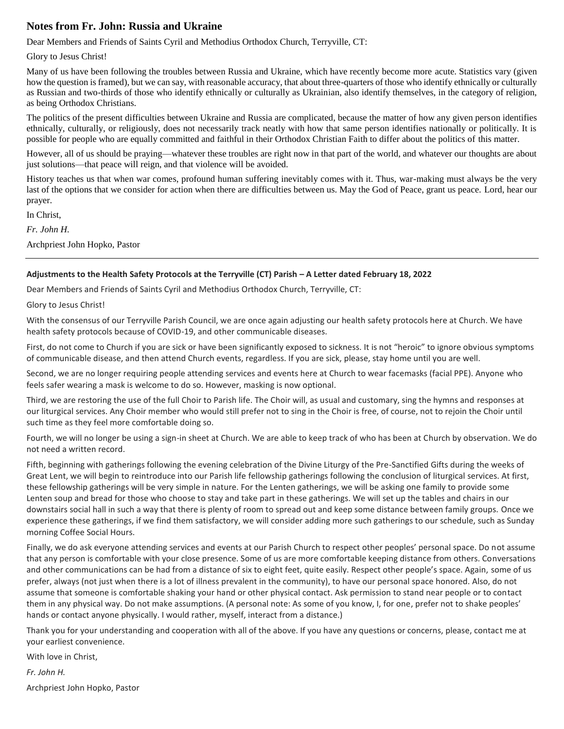## Notes from Fr. John: Russia and Ukraine

Dear Members and Friends of Saints Cyril and Methodius Orthodox Church, Terryville, CT:

Glory to Jesus Christ!

Many of us have been following the troubles between Russia and Ukraine, which have recently become more acute. Statistics vary (given how the question is framed), but we can say, with reasonable accuracy, that about three-quarters of those who identify ethnically or culturally as Russian and two-thirds of those who identify ethnically or culturally as Ukrainian, also identify themselves, in the category of religion, as being Orthodox Christians.

The politics of the present difficulties between Ukraine and Russia are complicated, because the matter of how any given person identifies ethnically, culturally, or religiously, does not necessarily track neatly with how that same person identifies nationally or politically. It is possible for people who are equally committed and faithful in their Orthodox Christian Faith to differ about the politics of this matter.

However, all of us should be praying—whatever these troubles are right now in that part of the world, and whatever our thoughts are about just solutions—that peace will reign, and that violence will be avoided.

History teaches us that when war comes, profound human suffering inevitably comes with it. Thus, war-making must always be the very last of the options that we consider for action when there are difficulties between us. May the God of Peace, grant us peace. Lord, hear our prayer.

In Christ,

*Fr. John H.*

Archpriest John Hopko, Pastor

---

**Adjustments to the Health Safety Protocols at the Terryville (CT) Parish – A Letter dated February 18, 2022**

Dear Members and Friends of Saints Cyril and Methodius Orthodox Church, Terryville, CT:

Glory to Jesus Christ!

With the consensus of our Terryville Parish Council, we are once again adjusting our health safety protocols here at Church. We have health safety protocols because of COVID-19, and other communicable diseases.

First, do not come to Church if you are sick or have been significantly exposed to sickness. It is not "heroic" to ignore obvious symptoms of communicable disease, and then attend Church events, regardless. If you are sick, please, stay home until you are well.

Second, we are no longer requiring people attending services and events here at Church to wear facemasks (facial PPE). Anyone who feels safer wearing a mask is welcome to do so. However, masking is now optional.

Third, we are restoring the use of the full Choir to Parish life. The Choir will, as usual and customary, sing the hymns and responses at our liturgical services. Any Choir member who would still prefer not to sing in the Choir is free, of course, not to rejoin the Choir until such time as they feel more comfortable doing so.

Fourth, we will no longer be using a sign-in sheet at Church. We are able to keep track of who has been at Church by observation. We do not need a written record.

Fifth, beginning with gatherings following the evening celebration of the Divine Liturgy of the Pre-Sanctified Gifts during the weeks of Great Lent, we will begin to reintroduce into our Parish life fellowship gatherings following the conclusion of liturgical services. At first, these fellowship gatherings will be very simple in nature. For the Lenten gatherings, we will be asking one family to provide some Lenten soup and bread for those who choose to stay and take part in these gatherings. We will set up the tables and chairs in our downstairs social hall in such a way that there is plenty of room to spread out and keep some distance between family groups. Once we experience these gatherings, if we find them satisfactory, we will consider adding more such gatherings to our schedule, such as Sunday morning Coffee Social Hours.

Finally, we do ask everyone attending services and events at our Parish Church to respect other peoples' personal space. Do not assume that any person is comfortable with your close presence. Some of us are more comfortable keeping distance from others. Conversations and other communications can be had from a distance of six to eight feet, quite easily. Respect other people's space. Again, some of us prefer, always (not just when there is a lot of illness prevalent in the community), to have our personal space honored. Also, do not assume that someone is comfortable shaking your hand or other physical contact. Ask permission to stand near people or to contact them in any physical way. Do not make assumptions. (A personal note: As some of you know, I, for one, prefer not to shake peoples' hands or contact anyone physically. I would rather, myself, interact from a distance.)

Thank you for your understanding and cooperation with all of the above. If you have any questions or concerns, please, contact me at your earliest convenience.

With love in Christ,

*Fr. John H.*

Archpriest John Hopko, Pastor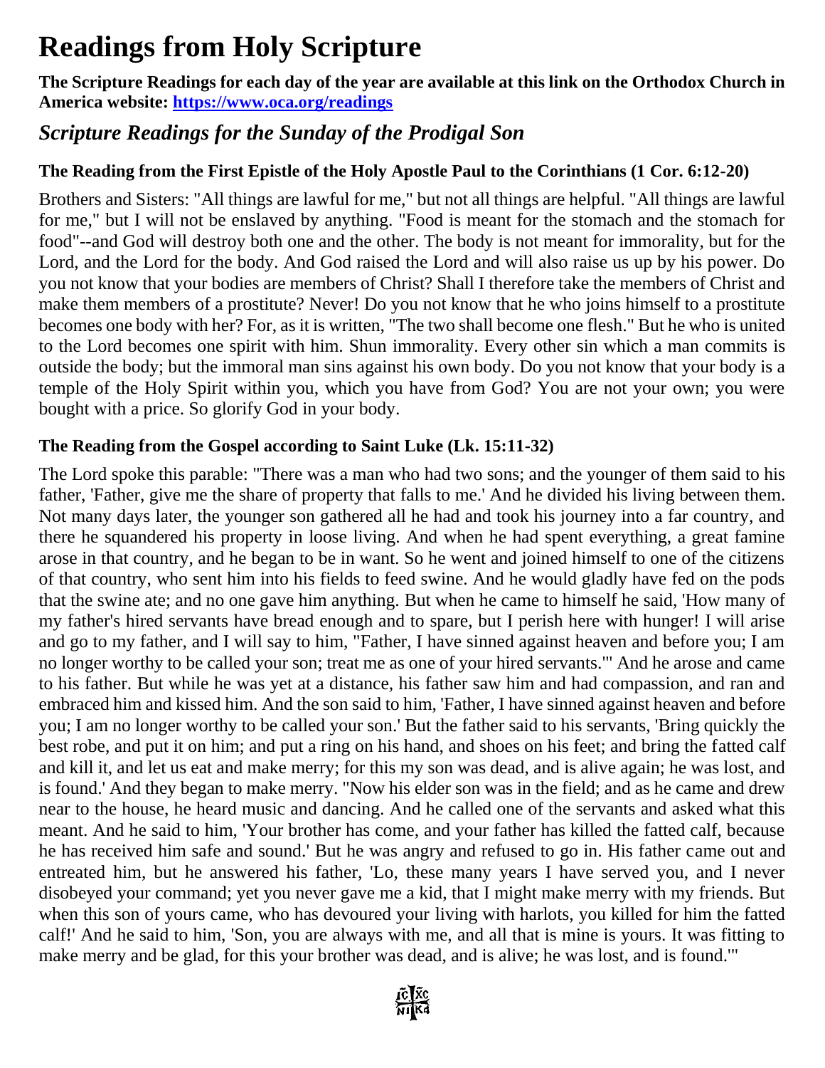# Readings from Holy Scripture

**The Scripture Readings for each day of the year are available at this link on the Orthodox Church in America website: https://www.oca.org/readings**

## *Scripture Readings for the Sunday of the Prodigal Son*

### The Reading from the First Epistle of the Holy Apostle Paul to the Corinthians (1 Cor. 6:12-20)

Brothers and Sisters: "All things are lawful for me," but not all things are helpful. "All things are lawful for me," but I will not be enslaved by anything. "Food is meant for the stomach and the stomach for food"--and God will destroy both one and the other. The body is not meant for immorality, but for the Lord, and the Lord for the body. And God raised the Lord and will also raise us up by his power. Do you not know that your bodies are members of Christ? Shall I therefore take the members of Christ and make them members of a prostitute? Never! Do you not know that he who joins himself to a prostitute becomes one body with her? For, as it is written, "The two shall become one flesh." But he who is united to the Lord becomes one spirit with him. Shun immorality. Every other sin which a man commits is outside the body; but the immoral man sins against his own body. Do you not know that your body is a temple of the Holy Spirit within you, which you have from God? You are not your own; you were bought with a price. So glorify God in your body.

### The Reading from the Gospel according to Saint Luke (Lk. 15:11-32)

The Lord spoke this parable: "There was a man who had two sons; and the younger of them said to his father, 'Father, give me the share of property that falls to me.' And he divided his living between them. Not many days later, the younger son gathered all he had and took his journey into a far country, and there he squandered his property in loose living. And when he had spent everything, a great famine arose in that country, and he began to be in want. So he went and joined himself to one of the citizens of that country, who sent him into his fields to feed swine. And he would gladly have fed on the pods that the swine ate; and no one gave him anything. But when he came to himself he said, 'How many of my father's hired servants have bread enough and to spare, but I perish here with hunger! I will arise and go to my father, and I will say to him, "Father, I have sinned against heaven and before you; I am no longer worthy to be called your son; treat me as one of your hired servants."' And he arose and came to his father. But while he was yet at a distance, his father saw him and had compassion, and ran and embraced him and kissed him. And the son said to him, 'Father, I have sinned against heaven and before you; I am no longer worthy to be called your son.' But the father said to his servants, 'Bring quickly the best robe, and put it on him; and put a ring on his hand, and shoes on his feet; and bring the fatted calf and kill it, and let us eat and make merry; for this my son was dead, and is alive again; he was lost, and is found.' And they began to make merry. "Now his elder son was in the field; and as he came and drew near to the house, he heard music and dancing. And he called one of the servants and asked what this meant. And he said to him, 'Your brother has come, and your father has killed the fatted calf, because he has received him safe and sound.' But he was angry and refused to go in. His father came out and entreated him, but he answered his father, 'Lo, these many years I have served you, and I never disobeyed your command; yet you never gave me a kid, that I might make merry with my friends. But when this son of yours came, who has devoured your living with harlots, you killed for him the fatted calf!' And he said to him, 'Son, you are always with me, and all that is mine is yours. It was fitting to make merry and be glad, for this your brother was dead, and is alive; he was lost, and is found.'"